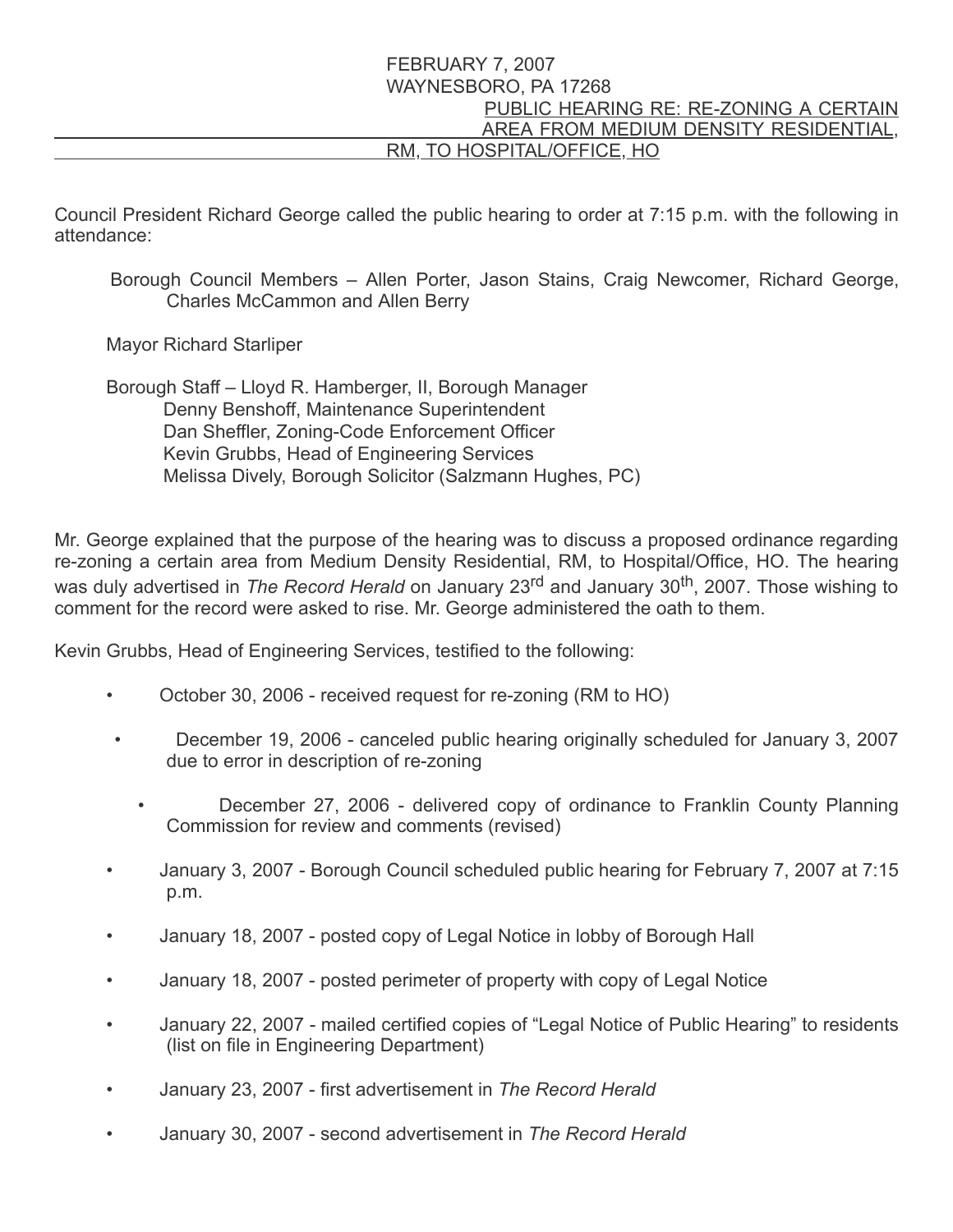FEBRUARY 7, 2007
WAYNESBORO, PA 17268

PUBLIC HEARING RE: RE-ZONING A CERTAIN AREA FROM MEDIUM DENSITY RESIDENTIAL, RM, TO HOSPITAL/OFFICE, HO

Council President Richard George called the public hearing to order at 7:15 p.m. with the following in attendance:

Borough Council Members – Allen Porter, Jason Stains, Craig Newcomer, Richard George, Charles McCammon and Allen Berry

Mayor Richard Starliper

Borough Staff – Lloyd R. Hamberger, II, Borough Manager
Denny Benshoff, Maintenance Superintendent
Dan Sheffler, Zoning-Code Enforcement Officer
Kevin Grubbs, Head of Engineering Services
Melissa Dively, Borough Solicitor (Salzmann Hughes, PC)

Mr. George explained that the purpose of the hearing was to discuss a proposed ordinance regarding re-zoning a certain area from Medium Density Residential, RM, to Hospital/Office, HO. The hearing was duly advertised in *The Record Herald* on January 23rd and January 30th, 2007. Those wishing to comment for the record were asked to rise. Mr. George administered the oath to them.

Kevin Grubbs, Head of Engineering Services, testified to the following:

- October 30, 2006 - received request for re-zoning (RM to HO)
- December 19, 2006 - canceled public hearing originally scheduled for January 3, 2007 due to error in description of re-zoning
- December 27, 2006 - delivered copy of ordinance to Franklin County Planning Commission for review and comments (revised)
- January 3, 2007 - Borough Council scheduled public hearing for February 7, 2007 at 7:15 p.m.
- January 18, 2007 - posted copy of Legal Notice in lobby of Borough Hall
- January 18, 2007 - posted perimeter of property with copy of Legal Notice
- January 22, 2007 - mailed certified copies of "Legal Notice of Public Hearing" to residents (list on file in Engineering Department)
- January 23, 2007 - first advertisement in *The Record Herald*
- January 30, 2007 - second advertisement in *The Record Herald*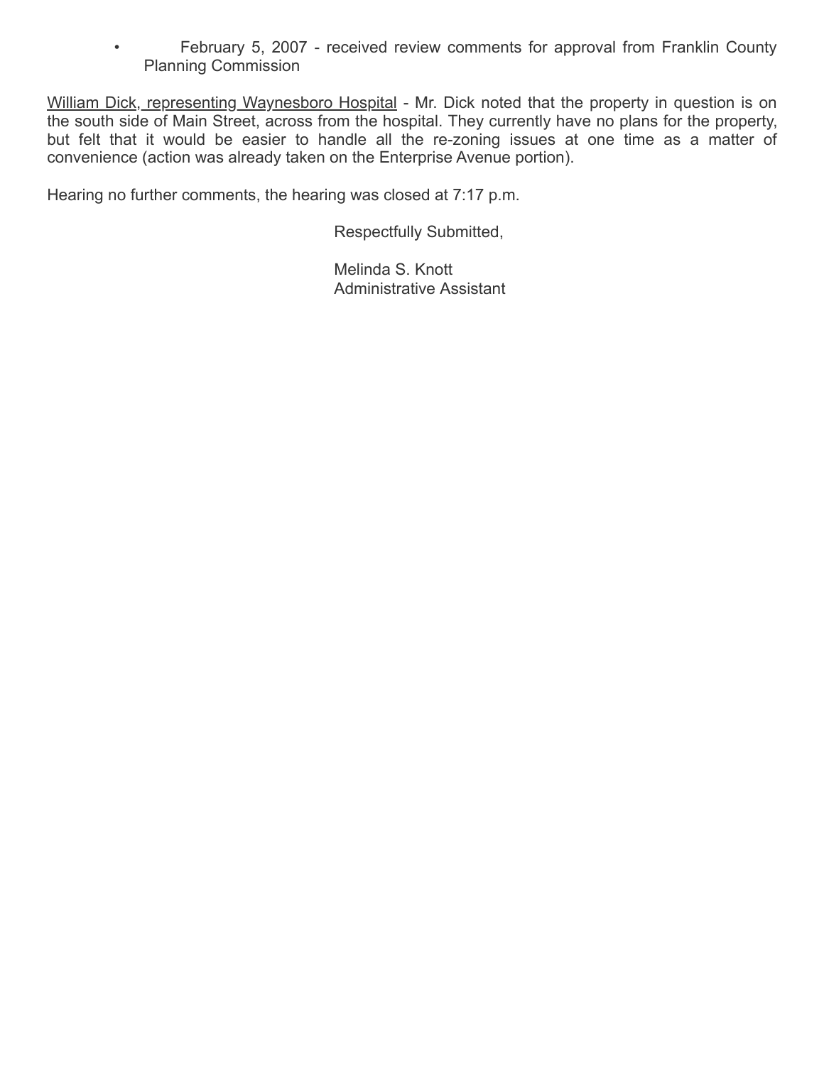- February 5, 2007 - received review comments for approval from Franklin County Planning Commission

<u>William Dick, representing Waynesboro Hospital</u> - Mr. Dick noted that the property in question is on the south side of Main Street, across from the hospital. They currently have no plans for the property, but felt that it would be easier to handle all the re-zoning issues at one time as a matter of convenience (action was already taken on the Enterprise Avenue portion).

Hearing no further comments, the hearing was closed at 7:17 p.m.

Respectfully Submitted,

Melinda S. Knott
Administrative Assistant